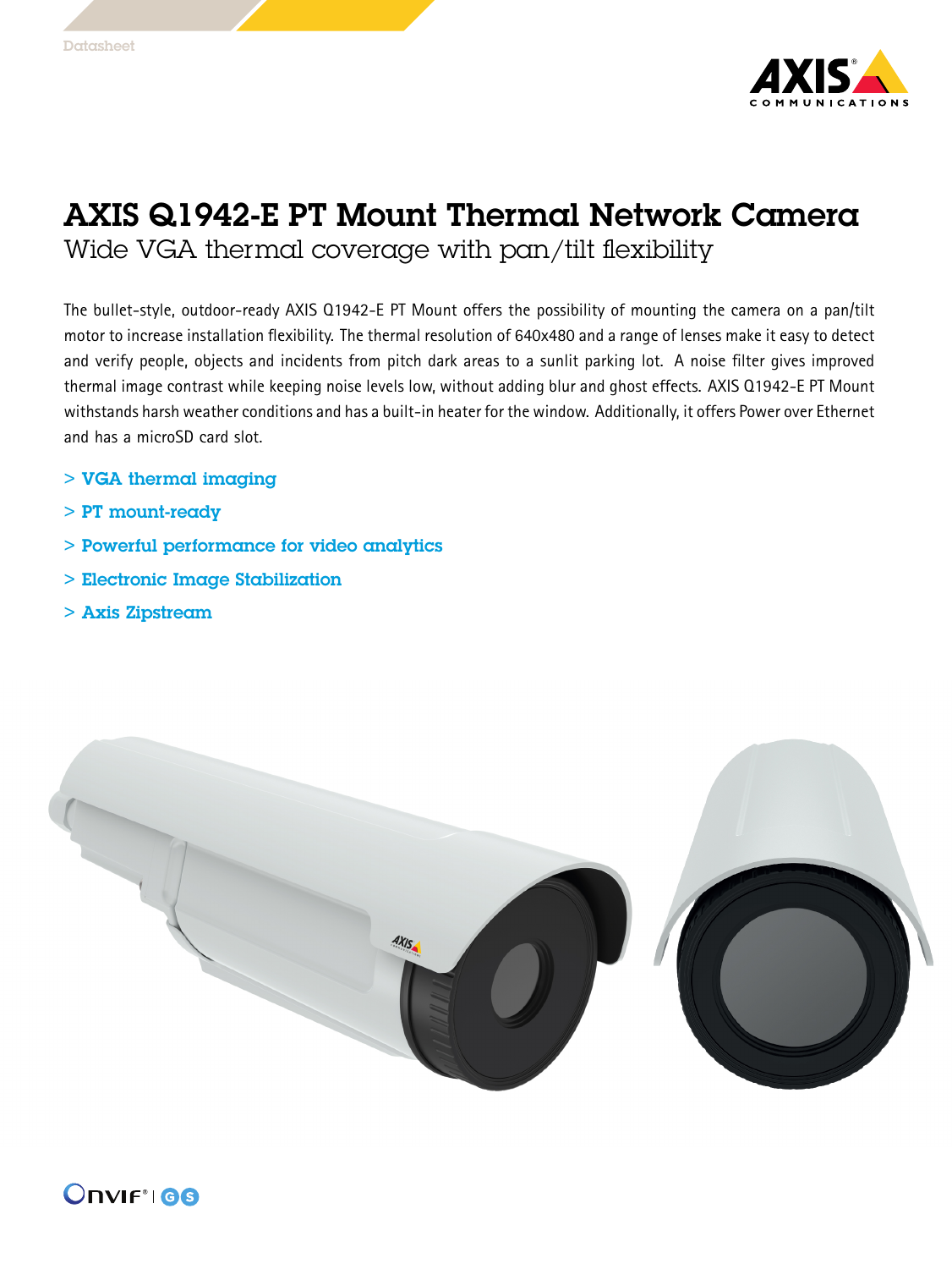Datasheet

# AXIS Q1942-E PT Mount Thermal Network Camera

## Wide VGA thermal coverage with pan/tilt flexibility

The bullet-style, outdoor-ready AXIS Q1942-E PT Mount offers the possibility of mounting the camera on a pan/tilt motor to increase installation flexibility. The thermal resolution of 640x480 and a range of lenses make it easy to detect and verify people, objects and incidents from pitch dark areas to a sunlit parking lot. A noise filter gives improved thermal image contrast while keeping noise levels low, without adding blur and ghost effects. AXIS Q1942-E PT Mount withstands harsh weather conditions and has a built-in heater for the window. Additionally, it offers Power over Ethernet and has a microSD card slot.

- > **VGA thermal imaging**
- > **PT mount-ready**
- > **Powerful performance for video analytics**
- > **Electronic Image Stabilization**
- > **Axis Zipstream**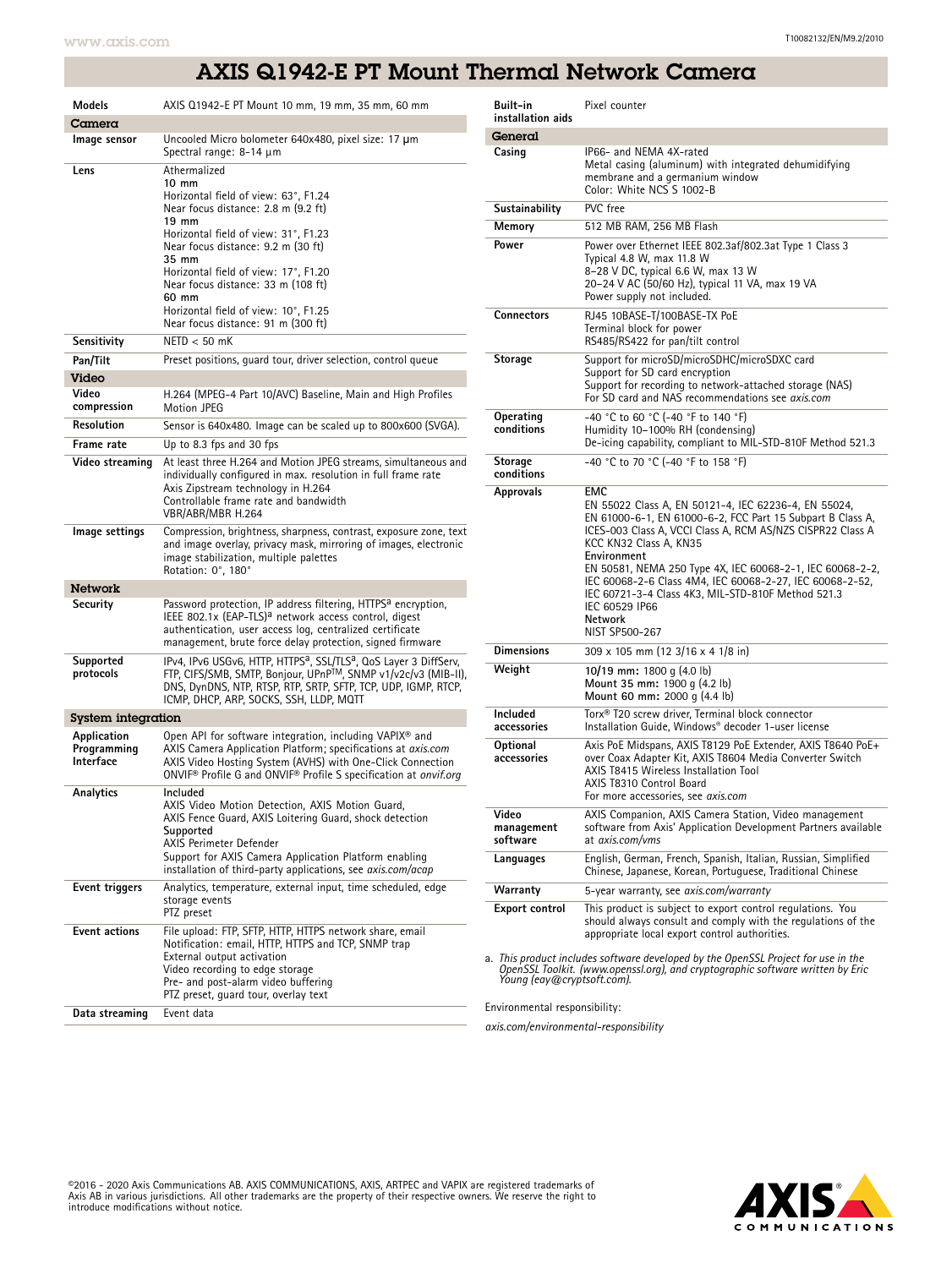# AXIS Q1942-E PT Mount Thermal Network Camera

| | |
|---|---|
| **Models** | AXIS Q1942-E PT Mount 10 mm, 19 mm, 35 mm, 60 mm |
| **Camera** | |
| **Image sensor** | Uncooled Micro bolometer 640x480, pixel size: 17 µm<br>Spectral range: 8-14 µm |
| **Lens** | Athermalized<br>**10 mm**<br>Horizontal field of view: 63°, F1.24<br>Near focus distance: 2.8 m (9.2 ft)<br>**19 mm**<br>Horizontal field of view: 31°, F1.23<br>Near focus distance: 9.2 m (30 ft)<br>**35 mm**<br>Horizontal field of view: 17°, F1.20<br>Near focus distance: 33 m (108 ft)<br>**60 mm**<br>Horizontal field of view: 10°, F1.25<br>Near focus distance: 91 m (300 ft) |
| **Sensitivity** | NETD < 50 mK |
| **Pan/Tilt** | Preset positions, guard tour, driver selection, control queue |
| **Video** | |
| **Video compression** | H.264 (MPEG-4 Part 10/AVC) Baseline, Main and High Profiles<br>Motion JPEG |
| **Resolution** | Sensor is 640x480. Image can be scaled up to 800x600 (SVGA). |
| **Frame rate** | Up to 8.3 fps and 30 fps |
| **Video streaming** | At least three H.264 and Motion JPEG streams, simultaneous and individually configured in max. resolution in full frame rate<br>Axis Zipstream technology in H.264<br>Controllable frame rate and bandwidth<br>VBR/ABR/MBR H.264 |
| **Image settings** | Compression, brightness, sharpness, contrast, exposure zone, text and image overlay, privacy mask, mirroring of images, electronic image stabilization, multiple palettes<br>Rotation: 0°, 180° |
| **Network** | |
| **Security** | Password protection, IP address filtering, HTTPS[a] encryption, IEEE 802.1x (EAP-TLS)[a] network access control, digest authentication, user access log, centralized certificate management, brute force delay protection, signed firmware |
| **Supported protocols** | IPv4, IPv6 USGv6, HTTP, HTTPS[a], SSL/TLS[a], QoS Layer 3 DiffServ, FTP, CIFS/SMB, SMTP, Bonjour, UPnP™, SNMP v1/v2c/v3 (MIB-II), DNS, DynDNS, NTP, RTSP, RTP, SRTP, SFTP, TCP, UDP, IGMP, RTCP, ICMP, DHCP, ARP, SOCKS, SSH, LLDP, MQTT |
| **System integration** | |
| **Application Programming Interface** | Open API for software integration, including VAPIX® and AXIS Camera Application Platform; specifications at *axis.com*<br>AXIS Video Hosting System (AVHS) with One-Click Connection<br>ONVIF® Profile G and ONVIF® Profile S specification at *onvif.org* |
| **Analytics** | **Included**<br>AXIS Video Motion Detection, AXIS Motion Guard, AXIS Fence Guard, AXIS Loitering Guard, shock detection<br>**Supported**<br>AXIS Perimeter Defender<br>Support for AXIS Camera Application Platform enabling installation of third-party applications, see *axis.com/acap* |
| **Event triggers** | Analytics, temperature, external input, time scheduled, edge storage events<br>PTZ preset |
| **Event actions** | File upload: FTP, SFTP, HTTP, HTTPS network share, email<br>Notification: email, HTTP, HTTPS and TCP, SNMP trap<br>External output activation<br>Video recording to edge storage<br>Pre- and post-alarm video buffering<br>PTZ preset, guard tour, overlay text |
| **Data streaming** | Event data |
| **Built-in installation aids** | Pixel counter |
| **General** | |
| **Casing** | IP66- and NEMA 4X-rated<br>Metal casing (aluminum) with integrated dehumidifying membrane and a germanium window<br>Color: White NCS S 1002-B |
| **Sustainability** | PVC free |
| **Memory** | 512 MB RAM, 256 MB Flash |
| **Power** | Power over Ethernet IEEE 802.3af/802.3at Type 1 Class 3<br>Typical 4.8 W, max 11.8 W<br>8–28 V DC, typical 6.6 W, max 13 W<br>20–24 V AC (50/60 Hz), typical 11 VA, max 19 VA<br>Power supply not included. |
| **Connectors** | RJ45 10BASE-T/100BASE-TX PoE<br>Terminal block for power<br>RS485/RS422 for pan/tilt control |
| **Storage** | Support for microSD/microSDHC/microSDXC card<br>Support for SD card encryption<br>Support for recording to network-attached storage (NAS)<br>For SD card and NAS recommendations see *axis.com* |
| **Operating conditions** | -40 °C to 60 °C (-40 °F to 140 °F)<br>Humidity 10–100% RH (condensing)<br>De-icing capability, compliant to MIL-STD-810F Method 521.3 |
| **Storage conditions** | -40 °C to 70 °C (-40 °F to 158 °F) |
| **Approvals** | **EMC**<br>EN 55022 Class A, EN 50121-4, IEC 62236-4, EN 55024, EN 61000-6-1, EN 61000-6-2, FCC Part 15 Subpart B Class A, ICES-003 Class A, VCCI Class A, RCM AS/NZS CISPR22 Class A<br>KCC KN32 Class A, KN35<br>**Environment**<br>EN 50581, NEMA 250 Type 4X, IEC 60068-2-1, IEC 60068-2-2, IEC 60068-2-6 Class 4M4, IEC 60068-2-27, IEC 60068-2-52, IEC 60721-3-4 Class 4K3, MIL-STD-810F Method 521.3<br>IEC 60529 IP66<br>**Network**<br>NIST SP500-267 |
| **Dimensions** | 309 x 105 mm (12 3/16 x 4 1/8 in) |
| **Weight** | **10/19 mm:** 1800 g (4.0 lb)<br>**Mount 35 mm:** 1900 g (4.2 lb)<br>**Mount 60 mm:** 2000 g (4.4 lb) |
| **Included accessories** | Torx® T20 screw driver, Terminal block connector<br>Installation Guide, Windows® decoder 1-user license |
| **Optional accessories** | Axis PoE Midspans, AXIS T8129 PoE Extender, AXIS T8640 PoE+ over Coax Adapter Kit, AXIS T8604 Media Converter Switch<br>AXIS T8415 Wireless Installation Tool<br>AXIS T8310 Control Board<br>For more accessories, see *axis.com* |
| **Video management software** | AXIS Companion, AXIS Camera Station, Video management software from Axis' Application Development Partners available at *axis.com/vms* |
| **Languages** | English, German, French, Spanish, Italian, Russian, Simplified Chinese, Japanese, Korean, Portuguese, Traditional Chinese |
| **Warranty** | 5-year warranty, see *axis.com/warranty* |
| **Export control** | This product is subject to export control regulations. You should always consult and comply with the regulations of the appropriate local export control authorities. |

a. *This product includes software developed by the OpenSSL Project for use in the OpenSSL Toolkit. (www.openssl.org), and cryptographic software written by Eric Young (eay@cryptsoft.com).*

Environmental responsibility:

*axis.com/environmental-responsibility*

©2016 - 2020 Axis Communications AB. AXIS COMMUNICATIONS, AXIS, ARTPEC and VAPIX are registered trademarks of Axis AB in various jurisdictions. All other trademarks are the property of their respective owners. We reserve the right to introduce modifications without notice.